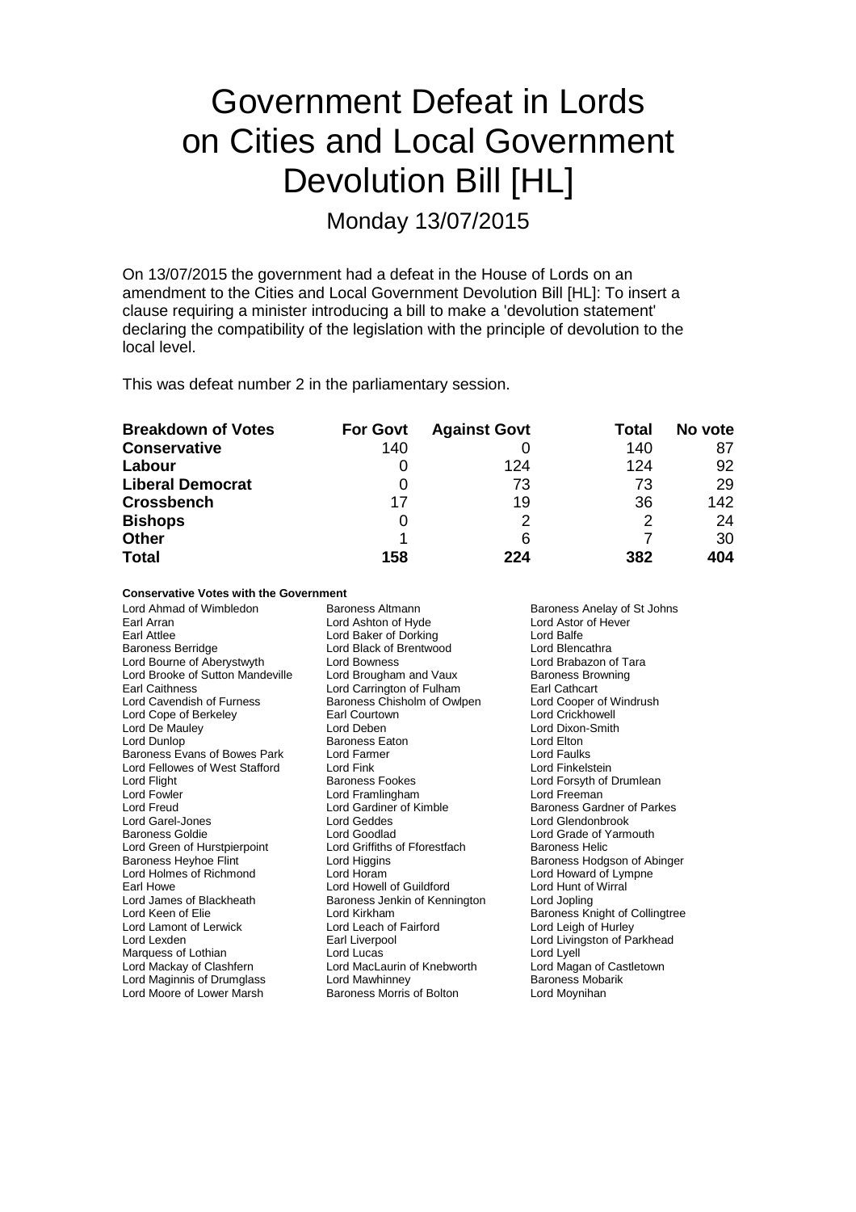# Government Defeat in Lords on Cities and Local Government Devolution Bill [HL]

Monday 13/07/2015

On 13/07/2015 the government had a defeat in the House of Lords on an amendment to the Cities and Local Government Devolution Bill [HL]: To insert a clause requiring a minister introducing a bill to make a 'devolution statement' declaring the compatibility of the legislation with the principle of devolution to the local level.

This was defeat number 2 in the parliamentary session.

| Breakdown of Votes | For Govt | Against Govt | Total | No vote |
|---|---|---|---|---|
| **Conservative** | 140 | 0 | 140 | 87 |
| **Labour** | 0 | 124 | 124 | 92 |
| **Liberal Democrat** | 0 | 73 | 73 | 29 |
| **Crossbench** | 17 | 19 | 36 | 142 |
| **Bishops** | 0 | 2 | 2 | 24 |
| **Other** | 1 | 6 | 7 | 30 |
| **Total** | **158** | **224** | **382** | **404** |

**Conservative Votes with the Government**

Lord Ahmad of Wimbledon
Baroness Altmann
Baroness Anelay of St Johns
Earl Arran
Lord Ashton of Hyde
Lord Astor of Hever
Earl Attlee
Lord Baker of Dorking
Lord Balfe
Baroness Berridge
Lord Black of Brentwood
Lord Blencathra
Lord Bourne of Aberystwyth
Lord Bowness
Lord Brabazon of Tara
Lord Brooke of Sutton Mandeville
Lord Brougham and Vaux
Baroness Browning
Earl Caithness
Lord Carrington of Fulham
Earl Cathcart
Lord Cavendish of Furness
Baroness Chisholm of Owlpen
Lord Cooper of Windrush
Lord Cope of Berkeley
Earl Courtown
Lord Crickhowell
Lord De Mauley
Lord Deben
Lord Dixon-Smith
Lord Dunlop
Baroness Eaton
Lord Elton
Baroness Evans of Bowes Park
Lord Farmer
Lord Faulks
Lord Fellowes of West Stafford
Lord Fink
Lord Finkelstein
Lord Flight
Baroness Fookes
Lord Forsyth of Drumlean
Lord Fowler
Lord Framlingham
Lord Freeman
Lord Freud
Lord Gardiner of Kimble
Baroness Gardner of Parkes
Lord Garel-Jones
Lord Geddes
Lord Glendonbrook
Baroness Goldie
Lord Goodlad
Lord Grade of Yarmouth
Lord Green of Hurstpierpoint
Lord Griffiths of Fforestfach
Baroness Helic
Baroness Heyhoe Flint
Lord Higgins
Baroness Hodgson of Abinger
Lord Holmes of Richmond
Lord Horam
Lord Howard of Lympne
Earl Howe
Lord Howell of Guildford
Lord Hunt of Wirral
Lord James of Blackheath
Baroness Jenkin of Kennington
Lord Jopling
Lord Keen of Elie
Lord Kirkham
Baroness Knight of Collingtree
Lord Lamont of Lerwick
Lord Leach of Fairford
Lord Leigh of Hurley
Lord Lexden
Earl Liverpool
Lord Livingston of Parkhead
Marquess of Lothian
Lord Lucas
Lord Lyell
Lord Mackay of Clashfern
Lord MacLaurin of Knebworth
Lord Magan of Castletown
Lord Maginnis of Drumglass
Lord Mawhinney
Baroness Mobarik
Lord Moore of Lower Marsh
Baroness Morris of Bolton
Lord Moynihan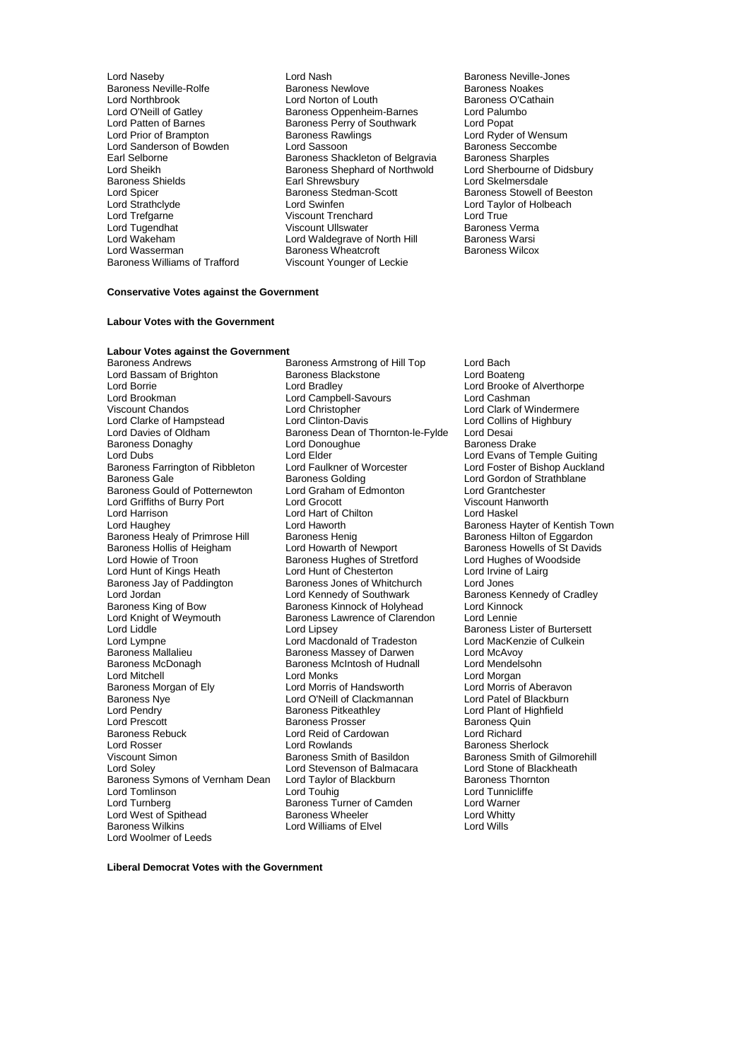Lord Naseby
Lord Nash
Baroness Neville-Jones
Baroness Neville-Rolfe
Baroness Newlove
Baroness Noakes
Lord Northbrook
Lord Norton of Louth
Baroness O'Cathain
Lord O'Neill of Gatley
Baroness Oppenheim-Barnes
Lord Palumbo
Lord Patten of Barnes
Baroness Perry of Southwark
Lord Popat
Lord Prior of Brampton
Baroness Rawlings
Lord Ryder of Wensum
Lord Sanderson of Bowden
Lord Sassoon
Baroness Seccombe
Earl Selborne
Baroness Shackleton of Belgravia
Baroness Sharples
Lord Sheikh
Baroness Shephard of Northwold
Lord Sherbourne of Didsbury
Baroness Shields
Earl Shrewsbury
Lord Skelmersdale
Lord Spicer
Baroness Stedman-Scott
Baroness Stowell of Beeston
Lord Strathclyde
Lord Swinfen
Lord Taylor of Holbeach
Lord Trefgarne
Viscount Trenchard
Lord True
Lord Tugendhat
Viscount Ullswater
Baroness Verma
Lord Wakeham
Lord Waldegrave of North Hill
Baroness Warsi
Lord Wasserman
Baroness Wheatcroft
Baroness Wilcox
Baroness Williams of Trafford
Viscount Younger of Leckie

**Conservative Votes against the Government**

**Labour Votes with the Government**

**Labour Votes against the Government**

Baroness Andrews
Baroness Armstrong of Hill Top
Lord Bach
Lord Bassam of Brighton
Baroness Blackstone
Lord Boateng
Lord Borrie
Lord Bradley
Lord Brooke of Alverthorpe
Lord Brookman
Lord Campbell-Savours
Lord Cashman
Viscount Chandos
Lord Christopher
Lord Clark of Windermere
Lord Clarke of Hampstead
Lord Clinton-Davis
Lord Collins of Highbury
Lord Davies of Oldham
Baroness Dean of Thornton-le-Fylde
Lord Desai
Baroness Donaghy
Lord Donoughue
Baroness Drake
Lord Dubs
Lord Elder
Lord Evans of Temple Guiting
Baroness Farrington of Ribbleton
Lord Faulkner of Worcester
Lord Foster of Bishop Auckland
Baroness Gale
Baroness Golding
Lord Gordon of Strathblane
Baroness Gould of Potternewton
Lord Graham of Edmonton
Lord Grantchester
Lord Griffiths of Burry Port
Lord Grocott
Viscount Hanworth
Lord Harrison
Lord Hart of Chilton
Lord Haskel
Lord Haughey
Lord Haworth
Baroness Hayter of Kentish Town
Baroness Healy of Primrose Hill
Baroness Henig
Baroness Hilton of Eggardon
Baroness Hollis of Heigham
Lord Howarth of Newport
Baroness Howells of St Davids
Lord Howie of Troon
Baroness Hughes of Stretford
Lord Hughes of Woodside
Lord Hunt of Kings Heath
Lord Hunt of Chesterton
Lord Irvine of Lairg
Baroness Jay of Paddington
Baroness Jones of Whitchurch
Lord Jones
Lord Jordan
Lord Kennedy of Southwark
Baroness Kennedy of Cradley
Baroness King of Bow
Baroness Kinnock of Holyhead
Lord Kinnock
Lord Knight of Weymouth
Baroness Lawrence of Clarendon
Lord Lennie
Lord Liddle
Lord Lipsey
Baroness Lister of Burtersett
Lord Lympne
Lord Macdonald of Tradeston
Lord MacKenzie of Culkein
Baroness Mallalieu
Baroness Massey of Darwen
Lord McAvoy
Baroness McDonagh
Baroness McIntosh of Hudnall
Lord Mendelsohn
Lord Mitchell
Lord Monks
Lord Morgan
Baroness Morgan of Ely
Lord Morris of Handsworth
Lord Morris of Aberavon
Baroness Nye
Lord O'Neill of Clackmannan
Lord Patel of Blackburn
Lord Pendry
Baroness Pitkeathley
Lord Plant of Highfield
Lord Prescott
Baroness Prosser
Baroness Quin
Baroness Rebuck
Lord Reid of Cardowan
Lord Richard
Lord Rosser
Lord Rowlands
Baroness Sherlock
Viscount Simon
Baroness Smith of Basildon
Baroness Smith of Gilmorehill
Lord Soley
Lord Stevenson of Balmacara
Lord Stone of Blackheath
Baroness Symons of Vernham Dean
Lord Taylor of Blackburn
Baroness Thornton
Lord Tomlinson
Lord Touhig
Lord Tunnicliffe
Lord Turnberg
Baroness Turner of Camden
Lord Warner
Lord West of Spithead
Baroness Wheeler
Lord Whitty
Baroness Wilkins
Lord Williams of Elvel
Lord Wills
Lord Woolmer of Leeds

**Liberal Democrat Votes with the Government**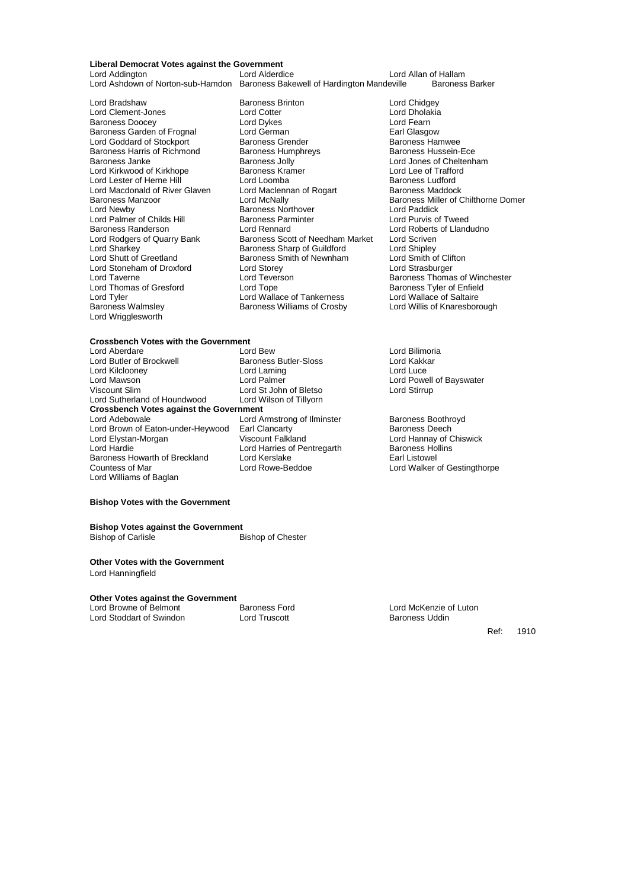**Liberal Democrat Votes against the Government**

Lord Addington, Lord Alderdice, Lord Allan of Hallam, Lord Ashdown of Norton-sub-Hamdon, Baroness Bakewell of Hardington Mandeville, Baroness Barker, Lord Bradshaw, Baroness Brinton, Lord Chidgey, Lord Clement-Jones, Lord Cotter, Lord Dholakia, Baroness Doocey, Lord Dykes, Lord Fearn, Baroness Garden of Frognal, Lord German, Earl Glasgow, Lord Goddard of Stockport, Baroness Grender, Baroness Hamwee, Baroness Harris of Richmond, Baroness Humphreys, Baroness Hussein-Ece, Baroness Janke, Baroness Jolly, Lord Jones of Cheltenham, Lord Kirkwood of Kirkhope, Baroness Kramer, Lord Lee of Trafford, Lord Lester of Herne Hill, Lord Loomba, Baroness Ludford, Lord Macdonald of River Glaven, Lord Maclennan of Rogart, Baroness Maddock, Baroness Manzoor, Lord McNally, Baroness Miller of Chilthorne Domer, Lord Newby, Baroness Northover, Lord Paddick, Lord Palmer of Childs Hill, Baroness Parminter, Lord Purvis of Tweed, Baroness Randerson, Lord Rennard, Lord Roberts of Llandudno, Lord Rodgers of Quarry Bank, Baroness Scott of Needham Market, Lord Scriven, Lord Sharkey, Baroness Sharp of Guildford, Lord Shipley, Lord Shutt of Greetland, Baroness Smith of Newnham, Lord Smith of Clifton, Lord Stoneham of Droxford, Lord Storey, Lord Strasburger, Lord Taverne, Lord Teverson, Baroness Thomas of Winchester, Lord Thomas of Gresford, Lord Tope, Baroness Tyler of Enfield, Lord Tyler, Lord Wallace of Tankerness, Lord Wallace of Saltaire, Baroness Walmsley, Baroness Williams of Crosby, Lord Willis of Knaresborough, Lord Wrigglesworth

**Crossbench Votes with the Government**

Lord Aberdare, Lord Bew, Lord Bilimoria, Lord Butler of Brockwell, Baroness Butler-Sloss, Lord Kakkar, Lord Kilclooney, Lord Laming, Lord Luce, Lord Mawson, Lord Palmer, Lord Powell of Bayswater, Viscount Slim, Lord St John of Bletso, Lord Stirrup, Lord Sutherland of Houndwood, Lord Wilson of Tillyorn

**Crossbench Votes against the Government**

Lord Adebowale, Lord Armstrong of Ilminster, Baroness Boothroyd, Lord Brown of Eaton-under-Heywood, Earl Clancarty, Baroness Deech, Lord Elystan-Morgan, Viscount Falkland, Lord Hannay of Chiswick, Lord Hardie, Lord Harries of Pentregarth, Baroness Hollins, Baroness Howarth of Breckland, Lord Kerslake, Earl Listowel, Countess of Mar, Lord Rowe-Beddoe, Lord Walker of Gestingthorpe, Lord Williams of Baglan

**Bishop Votes with the Government**

**Bishop Votes against the Government**

Bishop of Carlisle, Bishop of Chester

**Other Votes with the Government**

Lord Hanningfield

**Other Votes against the Government**

Lord Browne of Belmont, Baroness Ford, Lord McKenzie of Luton, Lord Stoddart of Swindon, Lord Truscott, Baroness Uddin

Ref: 1910